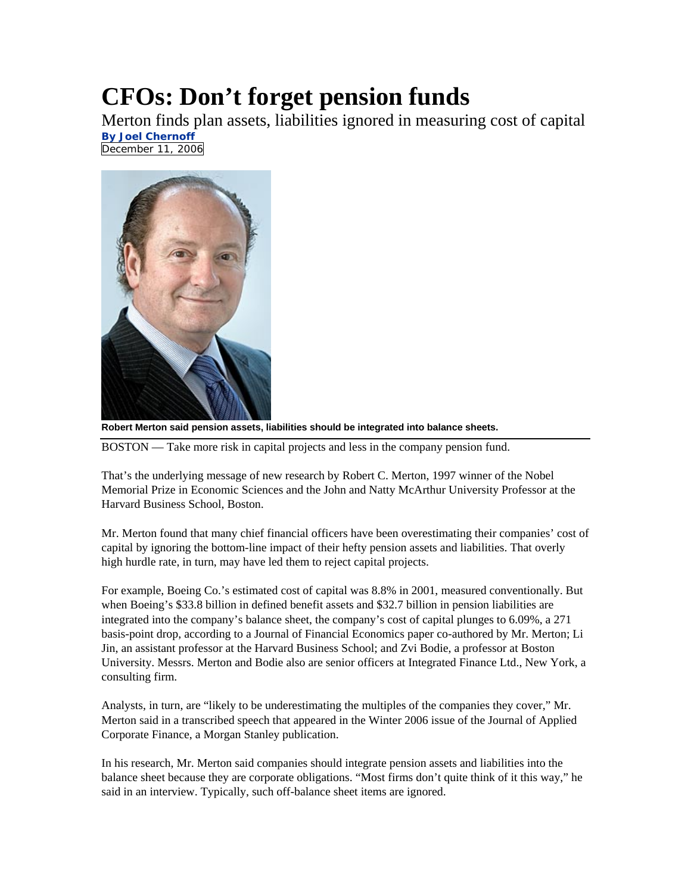# CFOs: Don't forget pension funds

Merton finds plan assets, liabilities ignored in measuring cost of capital

**By Joel Chernoff**

December 11, 2006

**Robert Merton said pension assets, liabilities should be integrated into balance sheets.**

BOSTON — Take more risk in capital projects and less in the company pension fund.

That's the underlying message of new research by Robert C. Merton, 1997 winner of the Nobel Memorial Prize in Economic Sciences and the John and Natty McArthur University Professor at the Harvard Business School, Boston.

Mr. Merton found that many chief financial officers have been overestimating their companies' cost of capital by ignoring the bottom-line impact of their hefty pension assets and liabilities. That overly high hurdle rate, in turn, may have led them to reject capital projects.

For example, Boeing Co.'s estimated cost of capital was 8.8% in 2001, measured conventionally. But when Boeing's $33.8 billion in defined benefit assets and $32.7 billion in pension liabilities are integrated into the company's balance sheet, the company's cost of capital plunges to 6.09%, a 271 basis-point drop, according to a Journal of Financial Economics paper co-authored by Mr. Merton; Li Jin, an assistant professor at the Harvard Business School; and Zvi Bodie, a professor at Boston University. Messrs. Merton and Bodie also are senior officers at Integrated Finance Ltd., New York, a consulting firm.

Analysts, in turn, are "likely to be underestimating the multiples of the companies they cover," Mr. Merton said in a transcribed speech that appeared in the Winter 2006 issue of the Journal of Applied Corporate Finance, a Morgan Stanley publication.

In his research, Mr. Merton said companies should integrate pension assets and liabilities into the balance sheet because they are corporate obligations. "Most firms don't quite think of it this way," he said in an interview. Typically, such off-balance sheet items are ignored.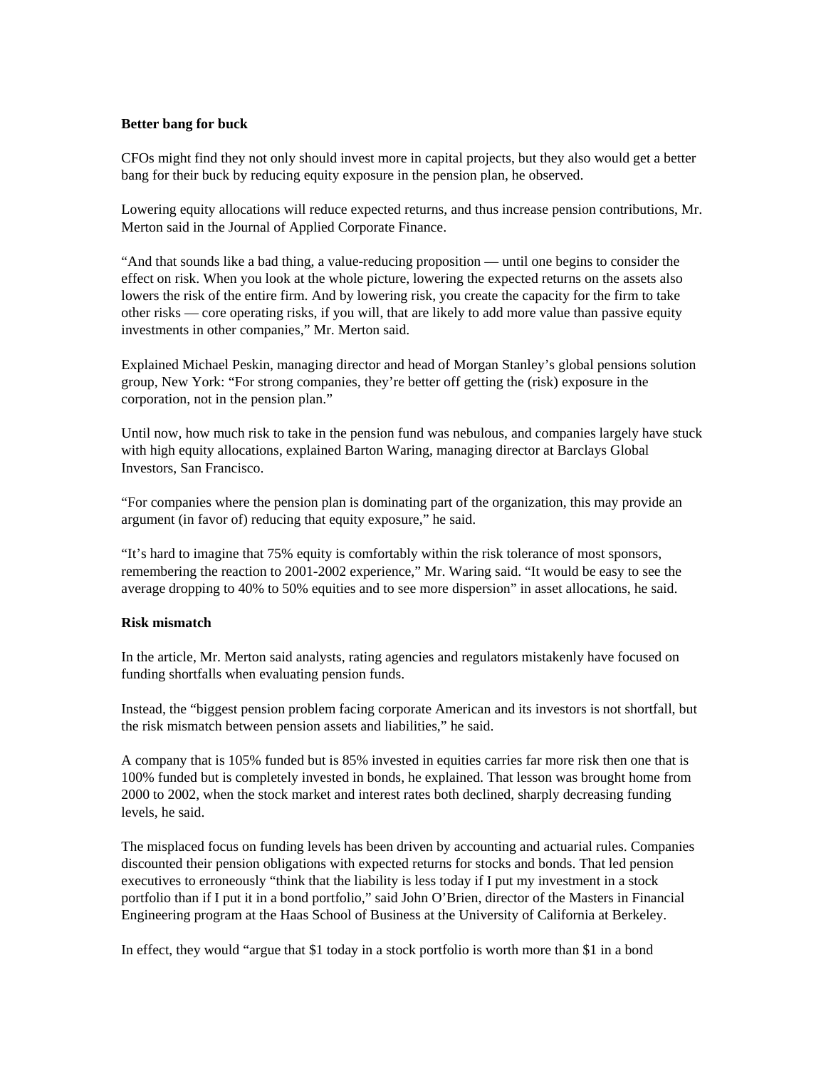**Better bang for buck**

CFOs might find they not only should invest more in capital projects, but they also would get a better bang for their buck by reducing equity exposure in the pension plan, he observed.

Lowering equity allocations will reduce expected returns, and thus increase pension contributions, Mr. Merton said in the Journal of Applied Corporate Finance.

"And that sounds like a bad thing, a value-reducing proposition — until one begins to consider the effect on risk. When you look at the whole picture, lowering the expected returns on the assets also lowers the risk of the entire firm. And by lowering risk, you create the capacity for the firm to take other risks — core operating risks, if you will, that are likely to add more value than passive equity investments in other companies," Mr. Merton said.

Explained Michael Peskin, managing director and head of Morgan Stanley's global pensions solution group, New York: "For strong companies, they're better off getting the (risk) exposure in the corporation, not in the pension plan."

Until now, how much risk to take in the pension fund was nebulous, and companies largely have stuck with high equity allocations, explained Barton Waring, managing director at Barclays Global Investors, San Francisco.

"For companies where the pension plan is dominating part of the organization, this may provide an argument (in favor of) reducing that equity exposure," he said.

"It's hard to imagine that 75% equity is comfortably within the risk tolerance of most sponsors, remembering the reaction to 2001-2002 experience," Mr. Waring said. "It would be easy to see the average dropping to 40% to 50% equities and to see more dispersion" in asset allocations, he said.

**Risk mismatch**

In the article, Mr. Merton said analysts, rating agencies and regulators mistakenly have focused on funding shortfalls when evaluating pension funds.

Instead, the "biggest pension problem facing corporate American and its investors is not shortfall, but the risk mismatch between pension assets and liabilities," he said.

A company that is 105% funded but is 85% invested in equities carries far more risk then one that is 100% funded but is completely invested in bonds, he explained. That lesson was brought home from 2000 to 2002, when the stock market and interest rates both declined, sharply decreasing funding levels, he said.

The misplaced focus on funding levels has been driven by accounting and actuarial rules. Companies discounted their pension obligations with expected returns for stocks and bonds. That led pension executives to erroneously "think that the liability is less today if I put my investment in a stock portfolio than if I put it in a bond portfolio," said John O'Brien, director of the Masters in Financial Engineering program at the Haas School of Business at the University of California at Berkeley.

In effect, they would "argue that $1 today in a stock portfolio is worth more than $1 in a bond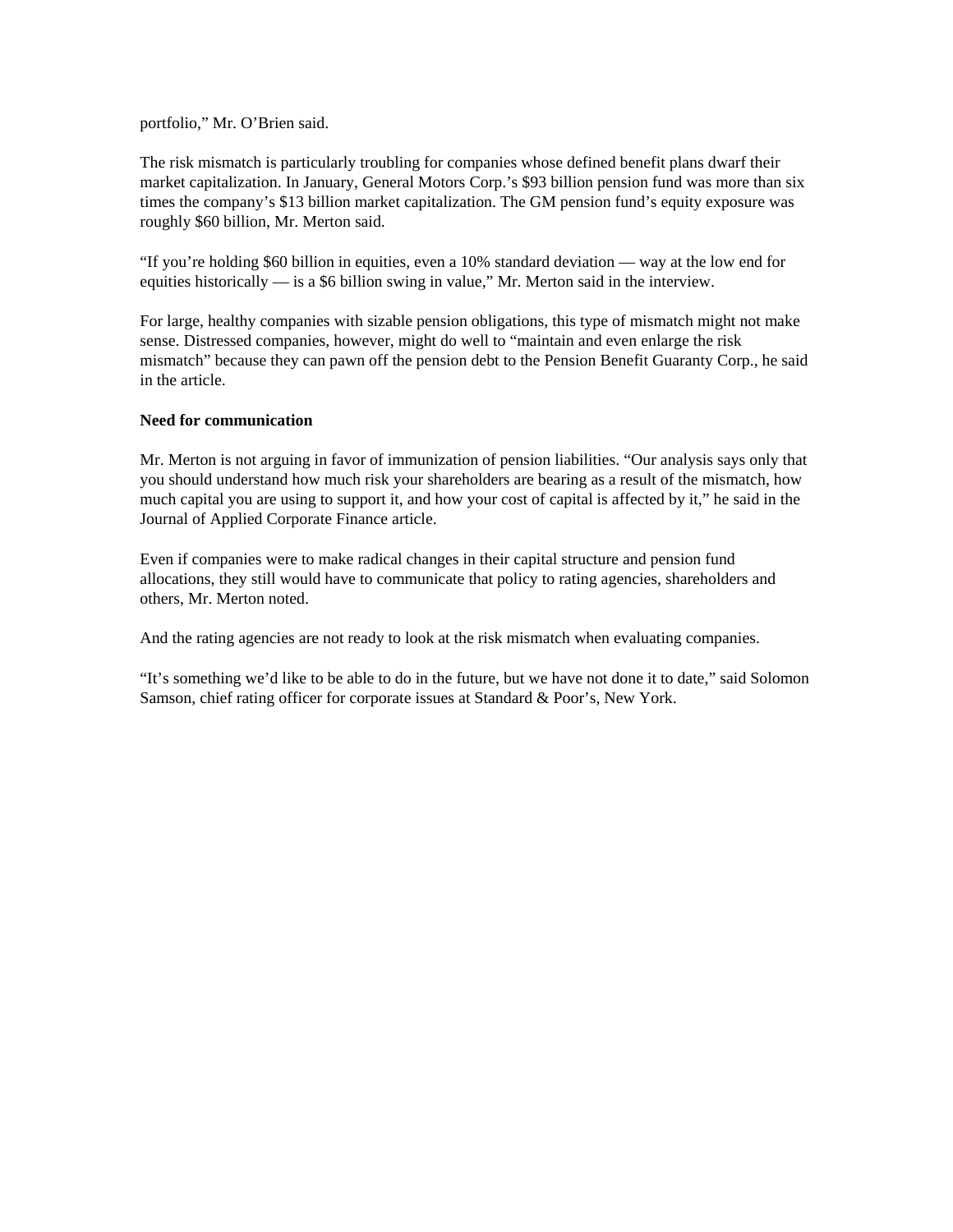portfolio," Mr. O'Brien said.

The risk mismatch is particularly troubling for companies whose defined benefit plans dwarf their market capitalization. In January, General Motors Corp.'s $93 billion pension fund was more than six times the company's $13 billion market capitalization. The GM pension fund's equity exposure was roughly $60 billion, Mr. Merton said.

"If you're holding $60 billion in equities, even a 10% standard deviation — way at the low end for equities historically — is a $6 billion swing in value," Mr. Merton said in the interview.

For large, healthy companies with sizable pension obligations, this type of mismatch might not make sense. Distressed companies, however, might do well to "maintain and even enlarge the risk mismatch" because they can pawn off the pension debt to the Pension Benefit Guaranty Corp., he said in the article.

**Need for communication**

Mr. Merton is not arguing in favor of immunization of pension liabilities. "Our analysis says only that you should understand how much risk your shareholders are bearing as a result of the mismatch, how much capital you are using to support it, and how your cost of capital is affected by it," he said in the Journal of Applied Corporate Finance article.

Even if companies were to make radical changes in their capital structure and pension fund allocations, they still would have to communicate that policy to rating agencies, shareholders and others, Mr. Merton noted.

And the rating agencies are not ready to look at the risk mismatch when evaluating companies.

"It's something we'd like to be able to do in the future, but we have not done it to date," said Solomon Samson, chief rating officer for corporate issues at Standard & Poor's, New York.